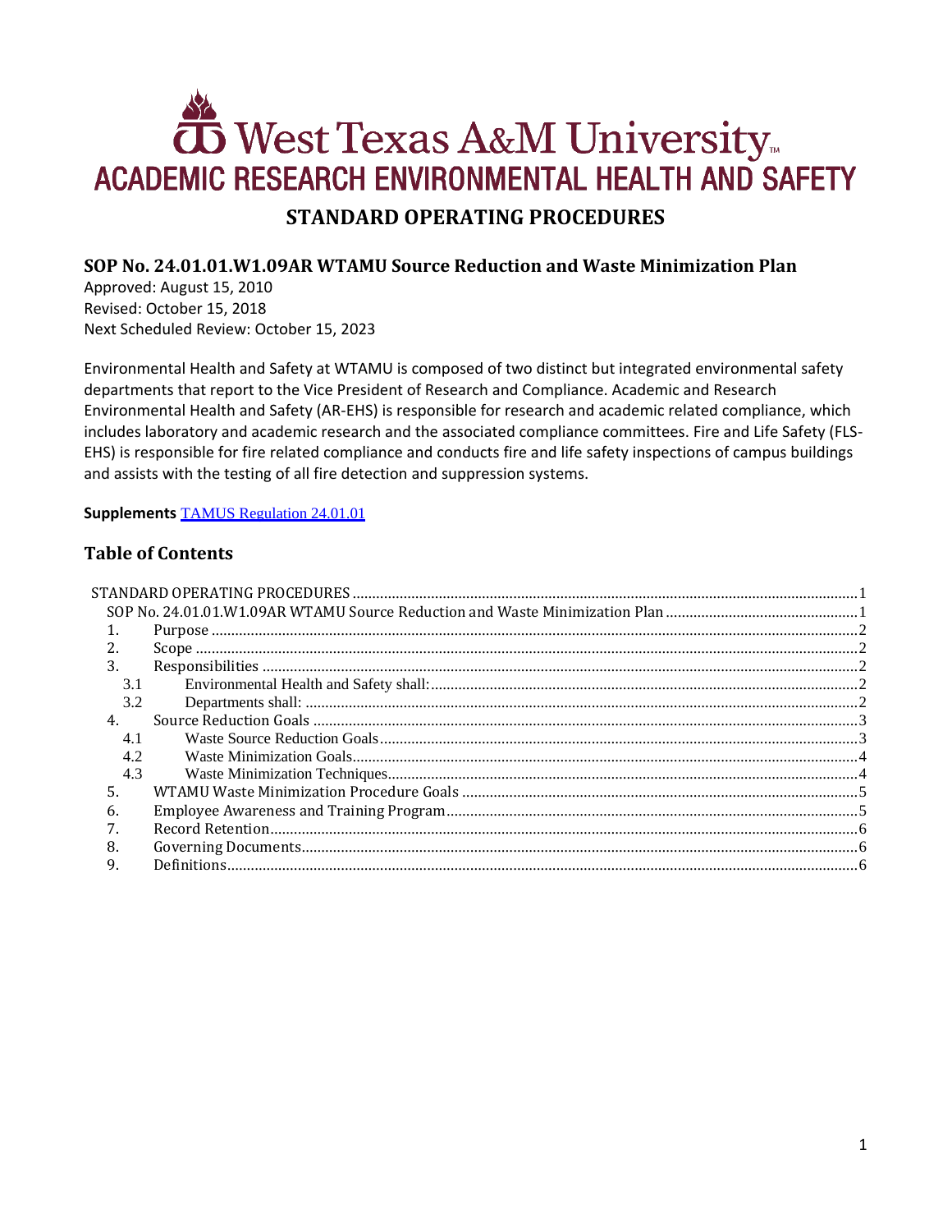# West Texas A&M University
## ACADEMIC RESEARCH ENVIRONMENTAL HEALTH AND SAFETY

## STANDARD OPERATING PROCEDURES

### SOP No. 24.01.01.W1.09AR WTAMU Source Reduction and Waste Minimization Plan

Approved: August 15, 2010
Revised: October 15, 2018
Next Scheduled Review: October 15, 2023

Environmental Health and Safety at WTAMU is composed of two distinct but integrated environmental safety departments that report to the Vice President of Research and Compliance. Academic and Research Environmental Health and Safety (AR-EHS) is responsible for research and academic related compliance, which includes laboratory and academic research and the associated compliance committees. Fire and Life Safety (FLS-EHS) is responsible for fire related compliance and conducts fire and life safety inspections of campus buildings and assists with the testing of all fire detection and suppression systems.

**Supplements** TAMUS Regulation 24.01.01

## Table of Contents

- STANDARD OPERATING PROCEDURES ........ 1
  - SOP No. 24.01.01.W1.09AR WTAMU Source Reduction and Waste Minimization Plan ........ 1
  - 1. Purpose ........ 2
  - 2. Scope ........ 2
  - 3. Responsibilities ........ 2
    - 3.1 Environmental Health and Safety shall: ........ 2
    - 3.2 Departments shall: ........ 2
  - 4. Source Reduction Goals ........ 3
    - 4.1 Waste Source Reduction Goals ........ 3
    - 4.2 Waste Minimization Goals ........ 4
    - 4.3 Waste Minimization Techniques ........ 4
  - 5. WTAMU Waste Minimization Procedure Goals ........ 5
  - 6. Employee Awareness and Training Program ........ 5
  - 7. Record Retention ........ 6
  - 8. Governing Documents ........ 6
  - 9. Definitions ........ 6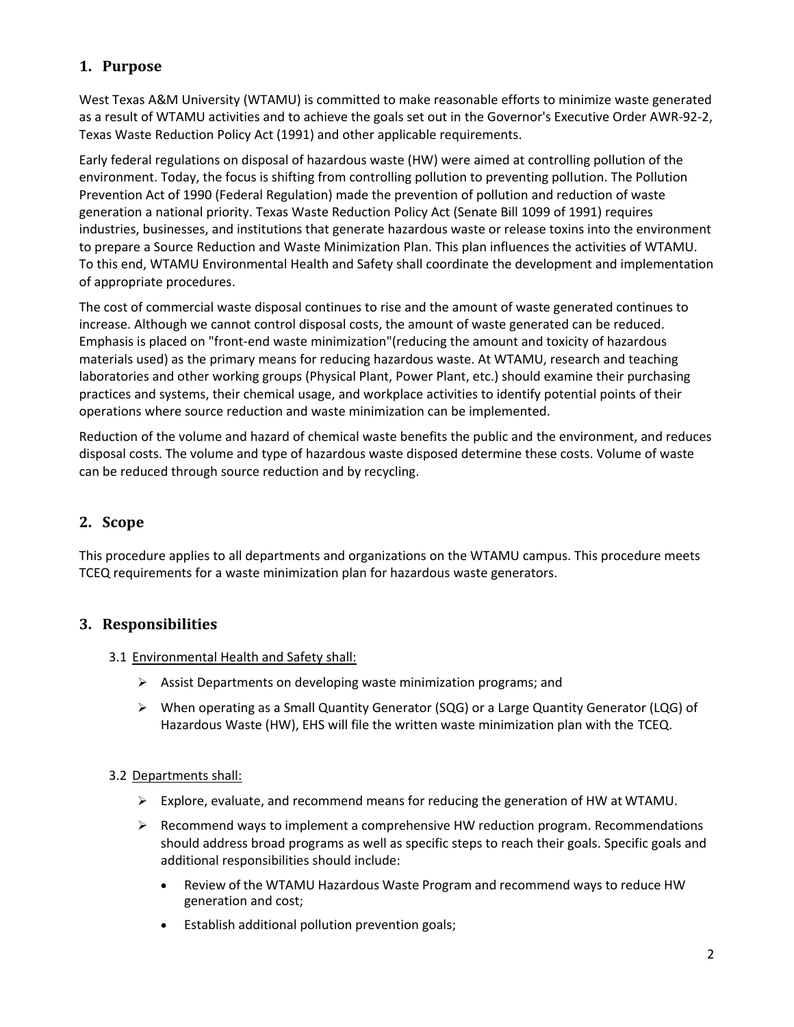## 1. Purpose

West Texas A&M University (WTAMU) is committed to make reasonable efforts to minimize waste generated as a result of WTAMU activities and to achieve the goals set out in the Governor's Executive Order AWR-92-2, Texas Waste Reduction Policy Act (1991) and other applicable requirements.

Early federal regulations on disposal of hazardous waste (HW) were aimed at controlling pollution of the environment. Today, the focus is shifting from controlling pollution to preventing pollution. The Pollution Prevention Act of 1990 (Federal Regulation) made the prevention of pollution and reduction of waste generation a national priority. Texas Waste Reduction Policy Act (Senate Bill 1099 of 1991) requires industries, businesses, and institutions that generate hazardous waste or release toxins into the environment to prepare a Source Reduction and Waste Minimization Plan. This plan influences the activities of WTAMU. To this end, WTAMU Environmental Health and Safety shall coordinate the development and implementation of appropriate procedures.

The cost of commercial waste disposal continues to rise and the amount of waste generated continues to increase. Although we cannot control disposal costs, the amount of waste generated can be reduced. Emphasis is placed on "front-end waste minimization"(reducing the amount and toxicity of hazardous materials used) as the primary means for reducing hazardous waste. At WTAMU, research and teaching laboratories and other working groups (Physical Plant, Power Plant, etc.) should examine their purchasing practices and systems, their chemical usage, and workplace activities to identify potential points of their operations where source reduction and waste minimization can be implemented.

Reduction of the volume and hazard of chemical waste benefits the public and the environment, and reduces disposal costs. The volume and type of hazardous waste disposed determine these costs. Volume of waste can be reduced through source reduction and by recycling.

## 2. Scope

This procedure applies to all departments and organizations on the WTAMU campus. This procedure meets TCEQ requirements for a waste minimization plan for hazardous waste generators.

## 3. Responsibilities

3.1 Environmental Health and Safety shall:

- Assist Departments on developing waste minimization programs; and
- When operating as a Small Quantity Generator (SQG) or a Large Quantity Generator (LQG) of Hazardous Waste (HW), EHS will file the written waste minimization plan with the TCEQ.

3.2 Departments shall:

- Explore, evaluate, and recommend means for reducing the generation of HW at WTAMU.
- Recommend ways to implement a comprehensive HW reduction program. Recommendations should address broad programs as well as specific steps to reach their goals. Specific goals and additional responsibilities should include:
  - Review of the WTAMU Hazardous Waste Program and recommend ways to reduce HW generation and cost;
  - Establish additional pollution prevention goals;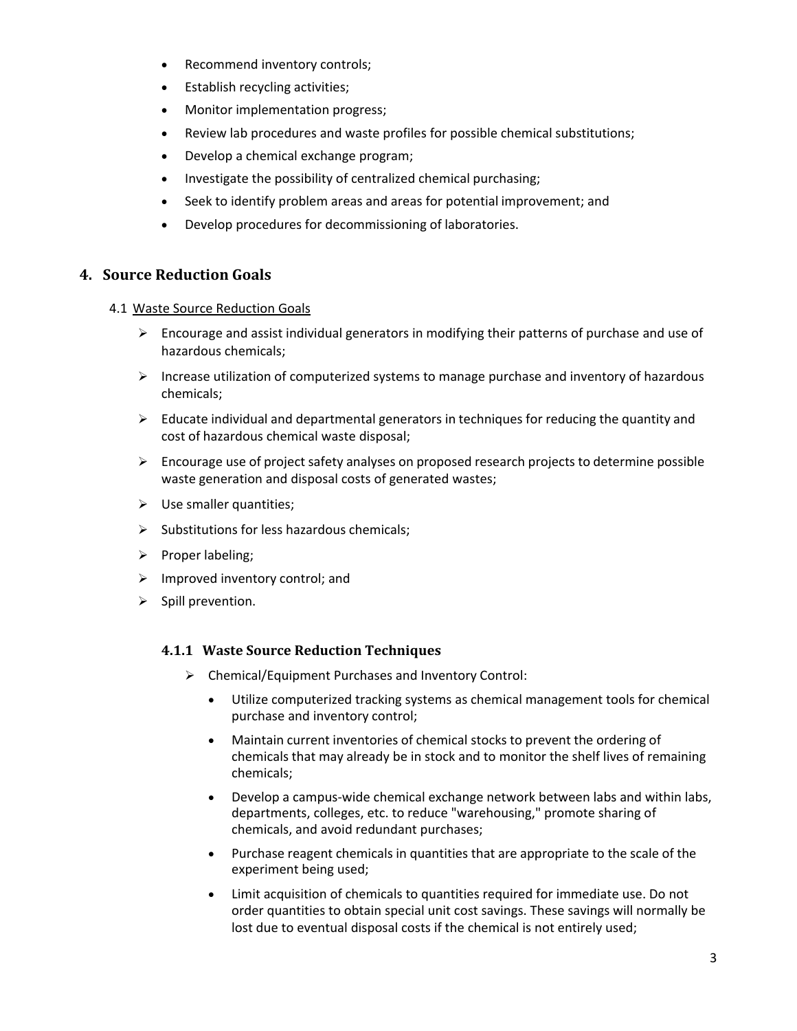- Recommend inventory controls;
- Establish recycling activities;
- Monitor implementation progress;
- Review lab procedures and waste profiles for possible chemical substitutions;
- Develop a chemical exchange program;
- Investigate the possibility of centralized chemical purchasing;
- Seek to identify problem areas and areas for potential improvement; and
- Develop procedures for decommissioning of laboratories.

## 4. Source Reduction Goals

4.1 Waste Source Reduction Goals

- Encourage and assist individual generators in modifying their patterns of purchase and use of hazardous chemicals;
- Increase utilization of computerized systems to manage purchase and inventory of hazardous chemicals;
- Educate individual and departmental generators in techniques for reducing the quantity and cost of hazardous chemical waste disposal;
- Encourage use of project safety analyses on proposed research projects to determine possible waste generation and disposal costs of generated wastes;
- Use smaller quantities;
- Substitutions for less hazardous chemicals;
- Proper labeling;
- Improved inventory control; and
- Spill prevention.

### 4.1.1 Waste Source Reduction Techniques

- Chemical/Equipment Purchases and Inventory Control:
  - Utilize computerized tracking systems as chemical management tools for chemical purchase and inventory control;
  - Maintain current inventories of chemical stocks to prevent the ordering of chemicals that may already be in stock and to monitor the shelf lives of remaining chemicals;
  - Develop a campus-wide chemical exchange network between labs and within labs, departments, colleges, etc. to reduce "warehousing," promote sharing of chemicals, and avoid redundant purchases;
  - Purchase reagent chemicals in quantities that are appropriate to the scale of the experiment being used;
  - Limit acquisition of chemicals to quantities required for immediate use. Do not order quantities to obtain special unit cost savings. These savings will normally be lost due to eventual disposal costs if the chemical is not entirely used;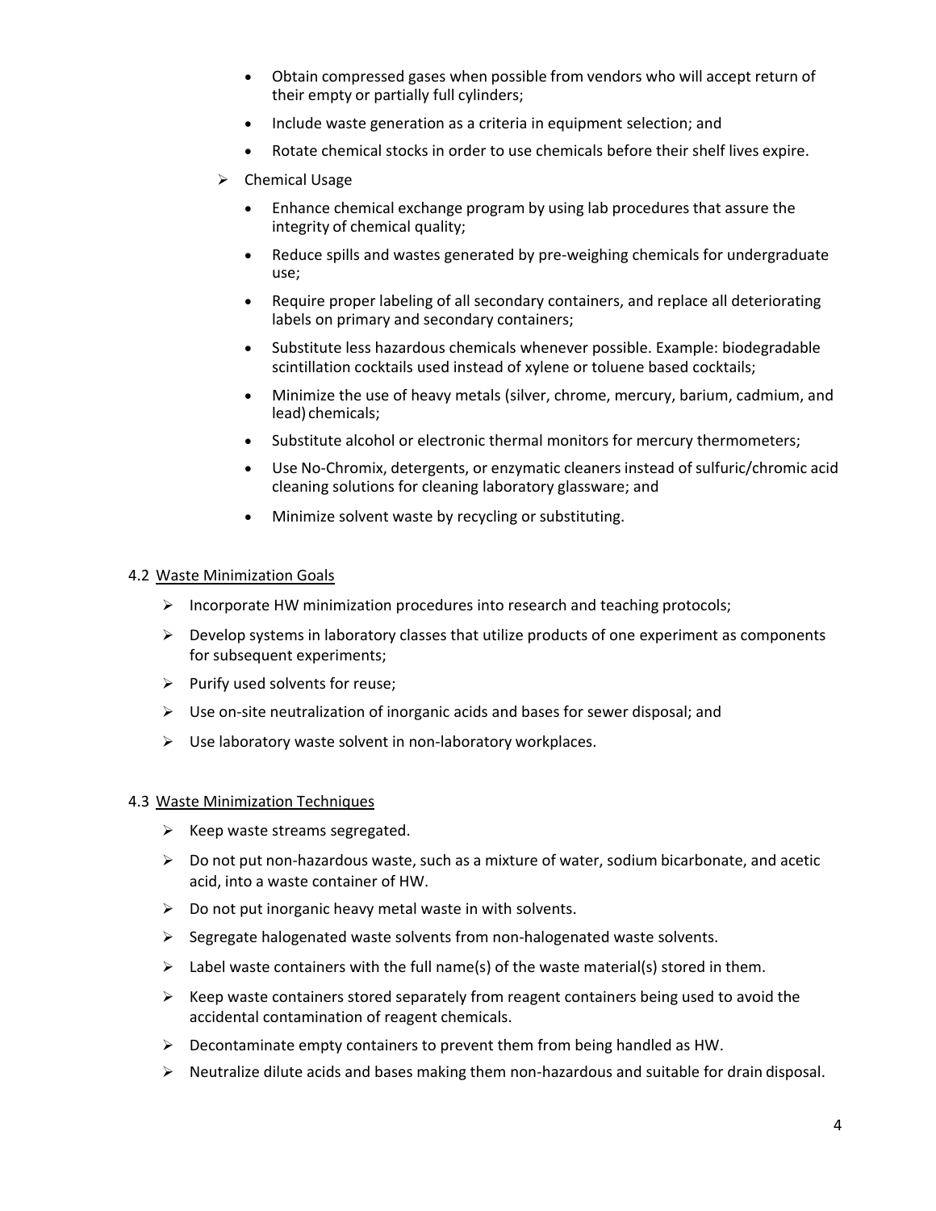- Obtain compressed gases when possible from vendors who will accept return of their empty or partially full cylinders;
- Include waste generation as a criteria in equipment selection; and
- Rotate chemical stocks in order to use chemicals before their shelf lives expire.

➢ Chemical Usage

- Enhance chemical exchange program by using lab procedures that assure the integrity of chemical quality;
- Reduce spills and wastes generated by pre-weighing chemicals for undergraduate use;
- Require proper labeling of all secondary containers, and replace all deteriorating labels on primary and secondary containers;
- Substitute less hazardous chemicals whenever possible. Example: biodegradable scintillation cocktails used instead of xylene or toluene based cocktails;
- Minimize the use of heavy metals (silver, chrome, mercury, barium, cadmium, and lead) chemicals;
- Substitute alcohol or electronic thermal monitors for mercury thermometers;
- Use No-Chromix, detergents, or enzymatic cleaners instead of sulfuric/chromic acid cleaning solutions for cleaning laboratory glassware; and
- Minimize solvent waste by recycling or substituting.

4.2 Waste Minimization Goals

➢ Incorporate HW minimization procedures into research and teaching protocols;

➢ Develop systems in laboratory classes that utilize products of one experiment as components for subsequent experiments;

➢ Purify used solvents for reuse;

➢ Use on-site neutralization of inorganic acids and bases for sewer disposal; and

➢ Use laboratory waste solvent in non-laboratory workplaces.

4.3 Waste Minimization Techniques

➢ Keep waste streams segregated.

➢ Do not put non-hazardous waste, such as a mixture of water, sodium bicarbonate, and acetic acid, into a waste container of HW.

➢ Do not put inorganic heavy metal waste in with solvents.

➢ Segregate halogenated waste solvents from non-halogenated waste solvents.

➢ Label waste containers with the full name(s) of the waste material(s) stored in them.

➢ Keep waste containers stored separately from reagent containers being used to avoid the accidental contamination of reagent chemicals.

➢ Decontaminate empty containers to prevent them from being handled as HW.

➢ Neutralize dilute acids and bases making them non-hazardous and suitable for drain disposal.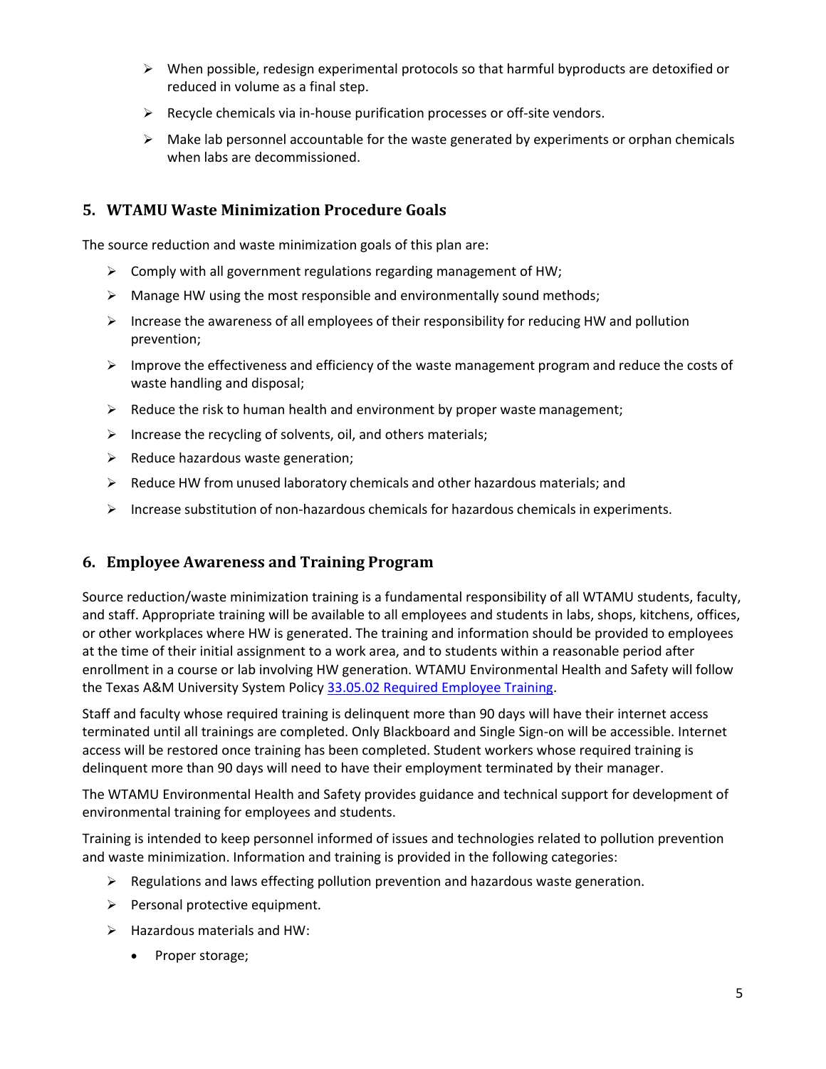- When possible, redesign experimental protocols so that harmful byproducts are detoxified or reduced in volume as a final step.
- Recycle chemicals via in-house purification processes or off-site vendors.
- Make lab personnel accountable for the waste generated by experiments or orphan chemicals when labs are decommissioned.

## 5. WTAMU Waste Minimization Procedure Goals

The source reduction and waste minimization goals of this plan are:

- Comply with all government regulations regarding management of HW;
- Manage HW using the most responsible and environmentally sound methods;
- Increase the awareness of all employees of their responsibility for reducing HW and pollution prevention;
- Improve the effectiveness and efficiency of the waste management program and reduce the costs of waste handling and disposal;
- Reduce the risk to human health and environment by proper waste management;
- Increase the recycling of solvents, oil, and others materials;
- Reduce hazardous waste generation;
- Reduce HW from unused laboratory chemicals and other hazardous materials; and
- Increase substitution of non-hazardous chemicals for hazardous chemicals in experiments.

## 6. Employee Awareness and Training Program

Source reduction/waste minimization training is a fundamental responsibility of all WTAMU students, faculty, and staff. Appropriate training will be available to all employees and students in labs, shops, kitchens, offices, or other workplaces where HW is generated. The training and information should be provided to employees at the time of their initial assignment to a work area, and to students within a reasonable period after enrollment in a course or lab involving HW generation. WTAMU Environmental Health and Safety will follow the Texas A&M University System Policy [33.05.02 Required Employee Training](33.05.02 Required Employee Training).

Staff and faculty whose required training is delinquent more than 90 days will have their internet access terminated until all trainings are completed. Only Blackboard and Single Sign-on will be accessible. Internet access will be restored once training has been completed. Student workers whose required training is delinquent more than 90 days will need to have their employment terminated by their manager.

The WTAMU Environmental Health and Safety provides guidance and technical support for development of environmental training for employees and students.

Training is intended to keep personnel informed of issues and technologies related to pollution prevention and waste minimization. Information and training is provided in the following categories:

- Regulations and laws effecting pollution prevention and hazardous waste generation.
- Personal protective equipment.
- Hazardous materials and HW:
    - Proper storage;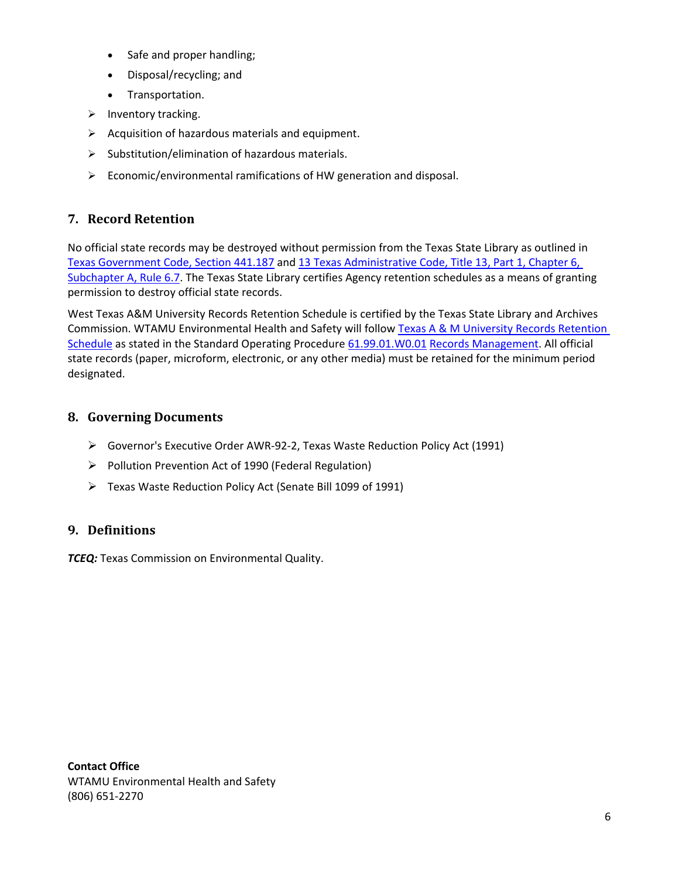- Safe and proper handling;
- Disposal/recycling; and
- Transportation.

- Inventory tracking.
- Acquisition of hazardous materials and equipment.
- Substitution/elimination of hazardous materials.
- Economic/environmental ramifications of HW generation and disposal.

## 7. Record Retention

No official state records may be destroyed without permission from the Texas State Library as outlined in Texas Government Code, Section 441.187 and 13 Texas Administrative Code, Title 13, Part 1, Chapter 6, Subchapter A, Rule 6.7. The Texas State Library certifies Agency retention schedules as a means of granting permission to destroy official state records.

West Texas A&M University Records Retention Schedule is certified by the Texas State Library and Archives Commission. WTAMU Environmental Health and Safety will follow Texas A & M University Records Retention Schedule as stated in the Standard Operating Procedure 61.99.01.W0.01 Records Management. All official state records (paper, microform, electronic, or any other media) must be retained for the minimum period designated.

## 8. Governing Documents

- Governor's Executive Order AWR-92-2, Texas Waste Reduction Policy Act (1991)
- Pollution Prevention Act of 1990 (Federal Regulation)
- Texas Waste Reduction Policy Act (Senate Bill 1099 of 1991)

## 9. Definitions

***TCEQ:*** Texas Commission on Environmental Quality.

**Contact Office**
WTAMU Environmental Health and Safety
(806) 651-2270